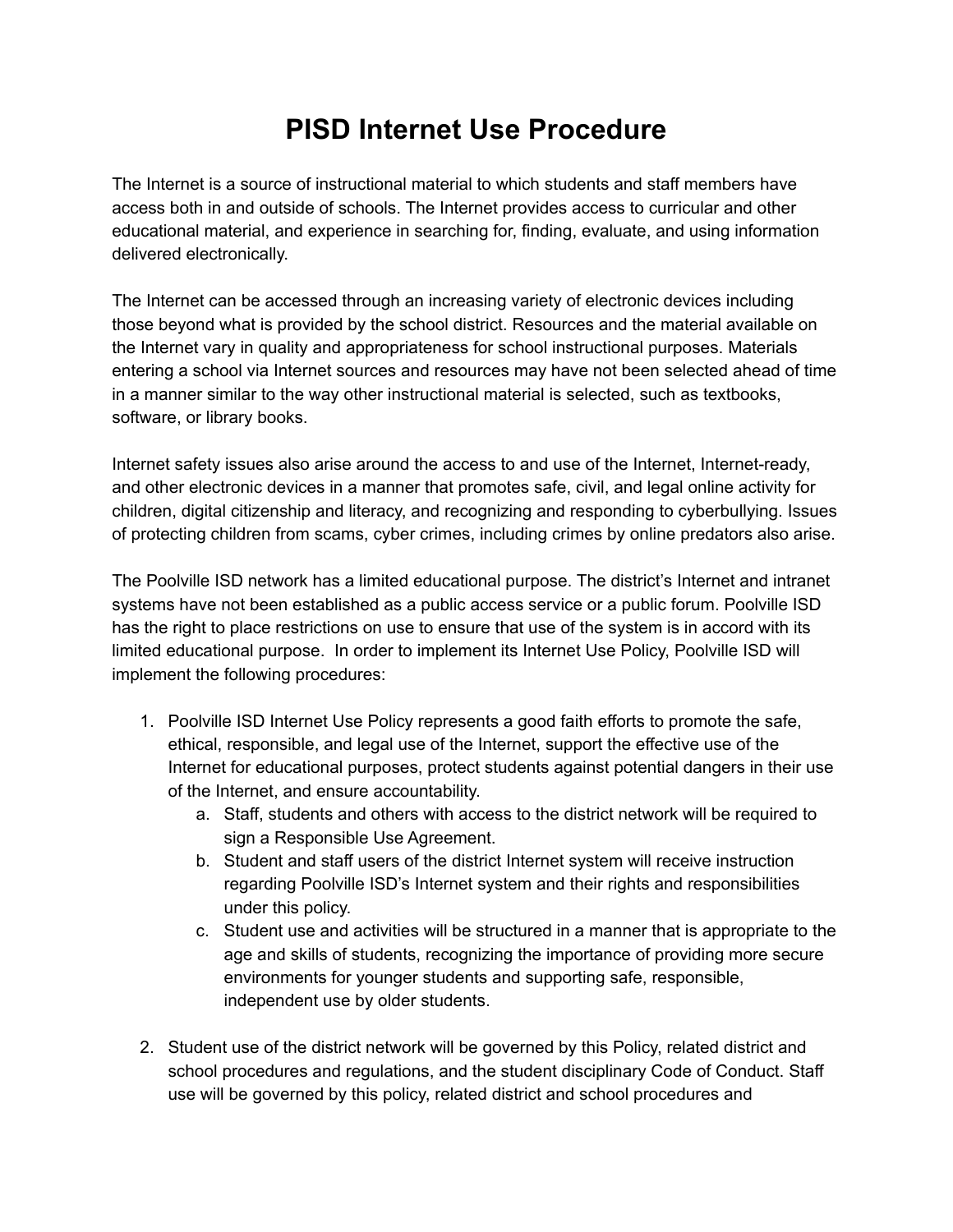# PISD Internet Use Procedure

The Internet is a source of instructional material to which students and staff members have access both in and outside of schools. The Internet provides access to curricular and other educational material, and experience in searching for, finding, evaluate, and using information delivered electronically.

The Internet can be accessed through an increasing variety of electronic devices including those beyond what is provided by the school district. Resources and the material available on the Internet vary in quality and appropriateness for school instructional purposes. Materials entering a school via Internet sources and resources may have not been selected ahead of time in a manner similar to the way other instructional material is selected, such as textbooks, software, or library books.

Internet safety issues also arise around the access to and use of the Internet, Internet-ready, and other electronic devices in a manner that promotes safe, civil, and legal online activity for children, digital citizenship and literacy, and recognizing and responding to cyberbullying. Issues of protecting children from scams, cyber crimes, including crimes by online predators also arise.

The Poolville ISD network has a limited educational purpose. The district's Internet and intranet systems have not been established as a public access service or a public forum. Poolville ISD has the right to place restrictions on use to ensure that use of the system is in accord with its limited educational purpose. In order to implement its Internet Use Policy, Poolville ISD will implement the following procedures:

1. Poolville ISD Internet Use Policy represents a good faith efforts to promote the safe, ethical, responsible, and legal use of the Internet, support the effective use of the Internet for educational purposes, protect students against potential dangers in their use of the Internet, and ensure accountability.
   a. Staff, students and others with access to the district network will be required to sign a Responsible Use Agreement.
   b. Student and staff users of the district Internet system will receive instruction regarding Poolville ISD's Internet system and their rights and responsibilities under this policy.
   c. Student use and activities will be structured in a manner that is appropriate to the age and skills of students, recognizing the importance of providing more secure environments for younger students and supporting safe, responsible, independent use by older students.

2. Student use of the district network will be governed by this Policy, related district and school procedures and regulations, and the student disciplinary Code of Conduct. Staff use will be governed by this policy, related district and school procedures and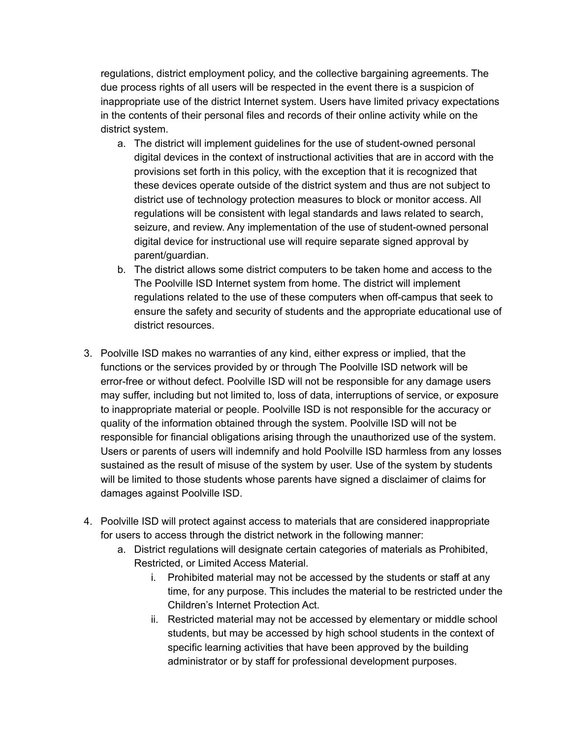regulations, district employment policy, and the collective bargaining agreements. The due process rights of all users will be respected in the event there is a suspicion of inappropriate use of the district Internet system. Users have limited privacy expectations in the contents of their personal files and records of their online activity while on the district system.

   a. The district will implement guidelines for the use of student-owned personal digital devices in the context of instructional activities that are in accord with the provisions set forth in this policy, with the exception that it is recognized that these devices operate outside of the district system and thus are not subject to district use of technology protection measures to block or monitor access. All regulations will be consistent with legal standards and laws related to search, seizure, and review. Any implementation of the use of student-owned personal digital device for instructional use will require separate signed approval by parent/guardian.
   b. The district allows some district computers to be taken home and access to the The Poolville ISD Internet system from home. The district will implement regulations related to the use of these computers when off-campus that seek to ensure the safety and security of students and the appropriate educational use of district resources.

3. Poolville ISD makes no warranties of any kind, either express or implied, that the functions or the services provided by or through The Poolville ISD network will be error-free or without defect. Poolville ISD will not be responsible for any damage users may suffer, including but not limited to, loss of data, interruptions of service, or exposure to inappropriate material or people. Poolville ISD is not responsible for the accuracy or quality of the information obtained through the system. Poolville ISD will not be responsible for financial obligations arising through the unauthorized use of the system. Users or parents of users will indemnify and hold Poolville ISD harmless from any losses sustained as the result of misuse of the system by user. Use of the system by students will be limited to those students whose parents have signed a disclaimer of claims for damages against Poolville ISD.

4. Poolville ISD will protect against access to materials that are considered inappropriate for users to access through the district network in the following manner:
   a. District regulations will designate certain categories of materials as Prohibited, Restricted, or Limited Access Material.
      i. Prohibited material may not be accessed by the students or staff at any time, for any purpose. This includes the material to be restricted under the Children's Internet Protection Act.
      ii. Restricted material may not be accessed by elementary or middle school students, but may be accessed by high school students in the context of specific learning activities that have been approved by the building administrator or by staff for professional development purposes.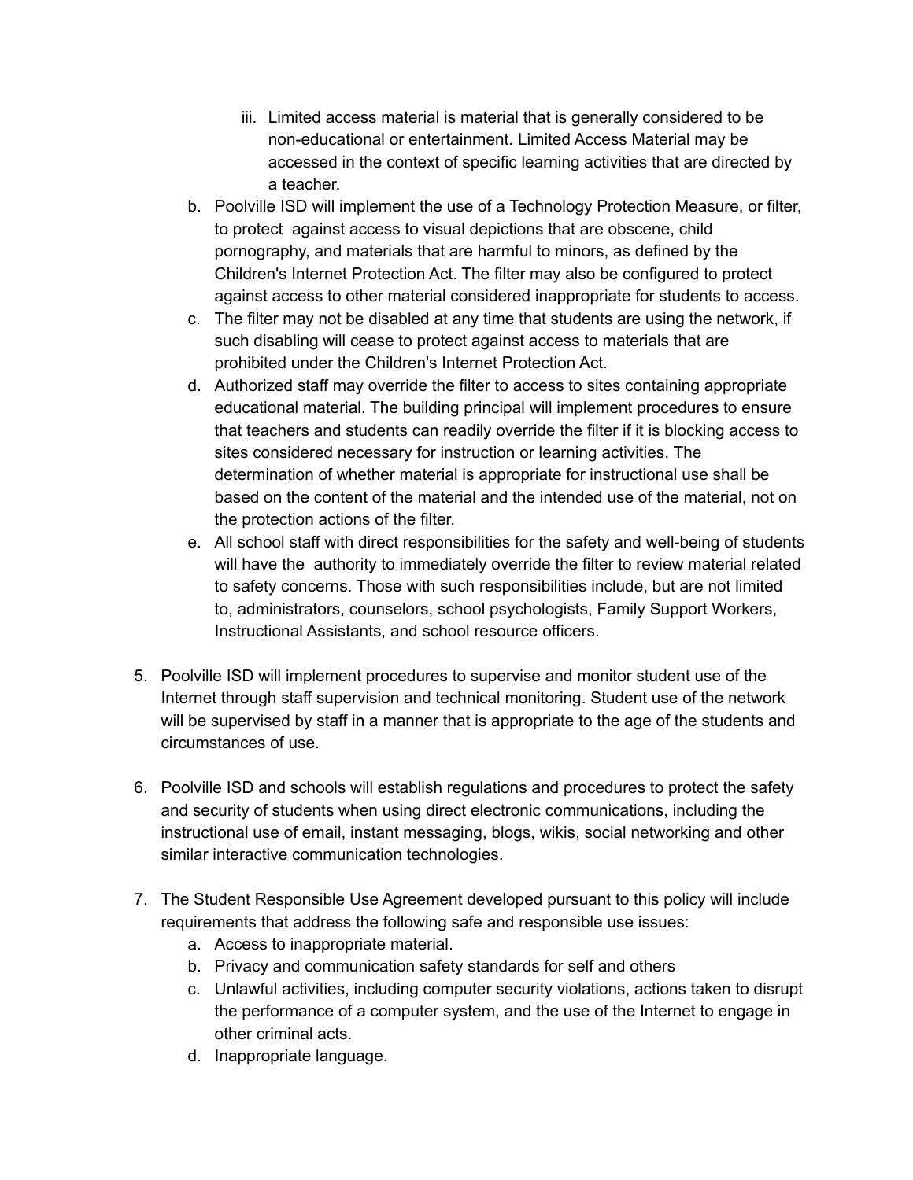iii. Limited access material is material that is generally considered to be non-educational or entertainment. Limited Access Material may be accessed in the context of specific learning activities that are directed by a teacher.

   b. Poolville ISD will implement the use of a Technology Protection Measure, or filter, to protect against access to visual depictions that are obscene, child pornography, and materials that are harmful to minors, as defined by the Children's Internet Protection Act. The filter may also be configured to protect against access to other material considered inappropriate for students to access.
   c. The filter may not be disabled at any time that students are using the network, if such disabling will cease to protect against access to materials that are prohibited under the Children's Internet Protection Act.
   d. Authorized staff may override the filter to access to sites containing appropriate educational material. The building principal will implement procedures to ensure that teachers and students can readily override the filter if it is blocking access to sites considered necessary for instruction or learning activities. The determination of whether material is appropriate for instructional use shall be based on the content of the material and the intended use of the material, not on the protection actions of the filter.
   e. All school staff with direct responsibilities for the safety and well-being of students will have the authority to immediately override the filter to review material related to safety concerns. Those with such responsibilities include, but are not limited to, administrators, counselors, school psychologists, Family Support Workers, Instructional Assistants, and school resource officers.

5. Poolville ISD will implement procedures to supervise and monitor student use of the Internet through staff supervision and technical monitoring. Student use of the network will be supervised by staff in a manner that is appropriate to the age of the students and circumstances of use.

6. Poolville ISD and schools will establish regulations and procedures to protect the safety and security of students when using direct electronic communications, including the instructional use of email, instant messaging, blogs, wikis, social networking and other similar interactive communication technologies.

7. The Student Responsible Use Agreement developed pursuant to this policy will include requirements that address the following safe and responsible use issues:
   a. Access to inappropriate material.
   b. Privacy and communication safety standards for self and others
   c. Unlawful activities, including computer security violations, actions taken to disrupt the performance of a computer system, and the use of the Internet to engage in other criminal acts.
   d. Inappropriate language.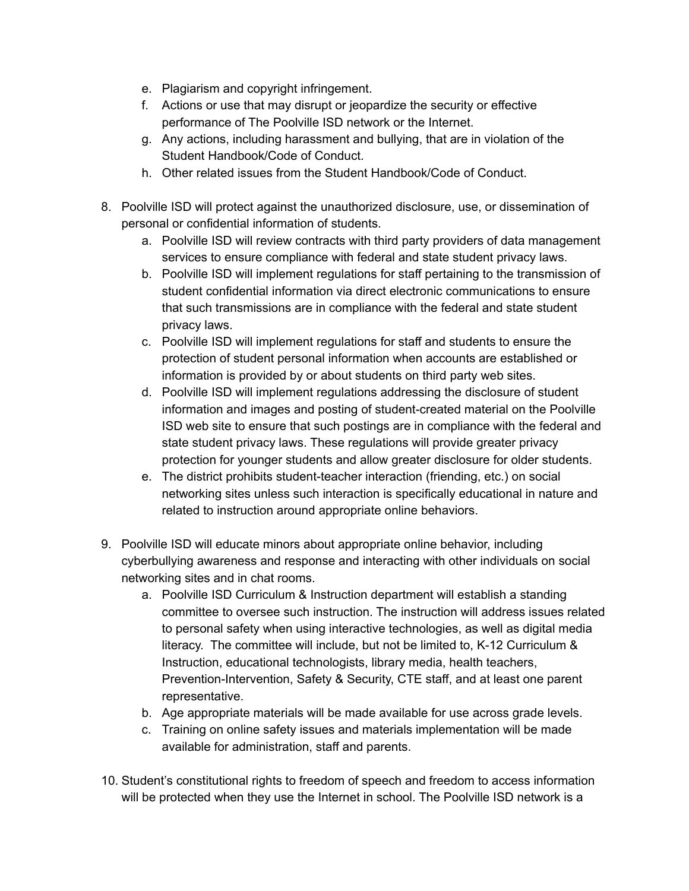e. Plagiarism and copyright infringement.
   f. Actions or use that may disrupt or jeopardize the security or effective performance of The Poolville ISD network or the Internet.
   g. Any actions, including harassment and bullying, that are in violation of the Student Handbook/Code of Conduct.
   h. Other related issues from the Student Handbook/Code of Conduct.

8. Poolville ISD will protect against the unauthorized disclosure, use, or dissemination of personal or confidential information of students.
   a. Poolville ISD will review contracts with third party providers of data management services to ensure compliance with federal and state student privacy laws.
   b. Poolville ISD will implement regulations for staff pertaining to the transmission of student confidential information via direct electronic communications to ensure that such transmissions are in compliance with the federal and state student privacy laws.
   c. Poolville ISD will implement regulations for staff and students to ensure the protection of student personal information when accounts are established or information is provided by or about students on third party web sites.
   d. Poolville ISD will implement regulations addressing the disclosure of student information and images and posting of student-created material on the Poolville ISD web site to ensure that such postings are in compliance with the federal and state student privacy laws. These regulations will provide greater privacy protection for younger students and allow greater disclosure for older students.
   e. The district prohibits student-teacher interaction (friending, etc.) on social networking sites unless such interaction is specifically educational in nature and related to instruction around appropriate online behaviors.

9. Poolville ISD will educate minors about appropriate online behavior, including cyberbullying awareness and response and interacting with other individuals on social networking sites and in chat rooms.
   a. Poolville ISD Curriculum & Instruction department will establish a standing committee to oversee such instruction. The instruction will address issues related to personal safety when using interactive technologies, as well as digital media literacy. The committee will include, but not be limited to, K-12 Curriculum & Instruction, educational technologists, library media, health teachers, Prevention-Intervention, Safety & Security, CTE staff, and at least one parent representative.
   b. Age appropriate materials will be made available for use across grade levels.
   c. Training on online safety issues and materials implementation will be made available for administration, staff and parents.

10. Student's constitutional rights to freedom of speech and freedom to access information will be protected when they use the Internet in school. The Poolville ISD network is a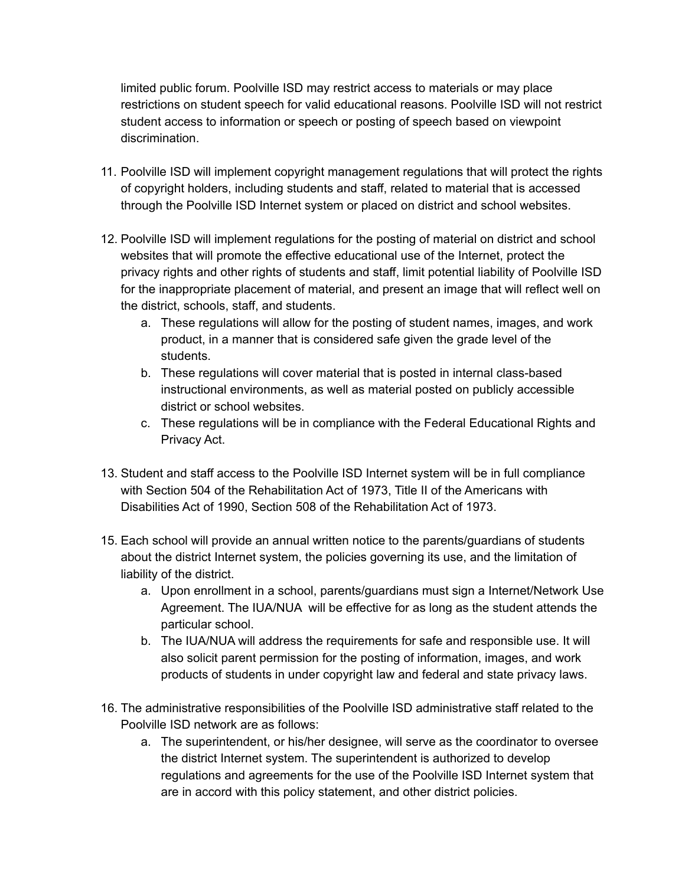limited public forum. Poolville ISD may restrict access to materials or may place restrictions on student speech for valid educational reasons. Poolville ISD will not restrict student access to information or speech or posting of speech based on viewpoint discrimination.

11. Poolville ISD will implement copyright management regulations that will protect the rights of copyright holders, including students and staff, related to material that is accessed through the Poolville ISD Internet system or placed on district and school websites.

12. Poolville ISD will implement regulations for the posting of material on district and school websites that will promote the effective educational use of the Internet, protect the privacy rights and other rights of students and staff, limit potential liability of Poolville ISD for the inappropriate placement of material, and present an image that will reflect well on the district, schools, staff, and students.
    a. These regulations will allow for the posting of student names, images, and work product, in a manner that is considered safe given the grade level of the students.
    b. These regulations will cover material that is posted in internal class-based instructional environments, as well as material posted on publicly accessible district or school websites.
    c. These regulations will be in compliance with the Federal Educational Rights and Privacy Act.

13. Student and staff access to the Poolville ISD Internet system will be in full compliance with Section 504 of the Rehabilitation Act of 1973, Title II of the Americans with Disabilities Act of 1990, Section 508 of the Rehabilitation Act of 1973.

15. Each school will provide an annual written notice to the parents/guardians of students about the district Internet system, the policies governing its use, and the limitation of liability of the district.
    a. Upon enrollment in a school, parents/guardians must sign a Internet/Network Use Agreement. The IUA/NUA will be effective for as long as the student attends the particular school.
    b. The IUA/NUA will address the requirements for safe and responsible use. It will also solicit parent permission for the posting of information, images, and work products of students in under copyright law and federal and state privacy laws.

16. The administrative responsibilities of the Poolville ISD administrative staff related to the Poolville ISD network are as follows:
    a. The superintendent, or his/her designee, will serve as the coordinator to oversee the district Internet system. The superintendent is authorized to develop regulations and agreements for the use of the Poolville ISD Internet system that are in accord with this policy statement, and other district policies.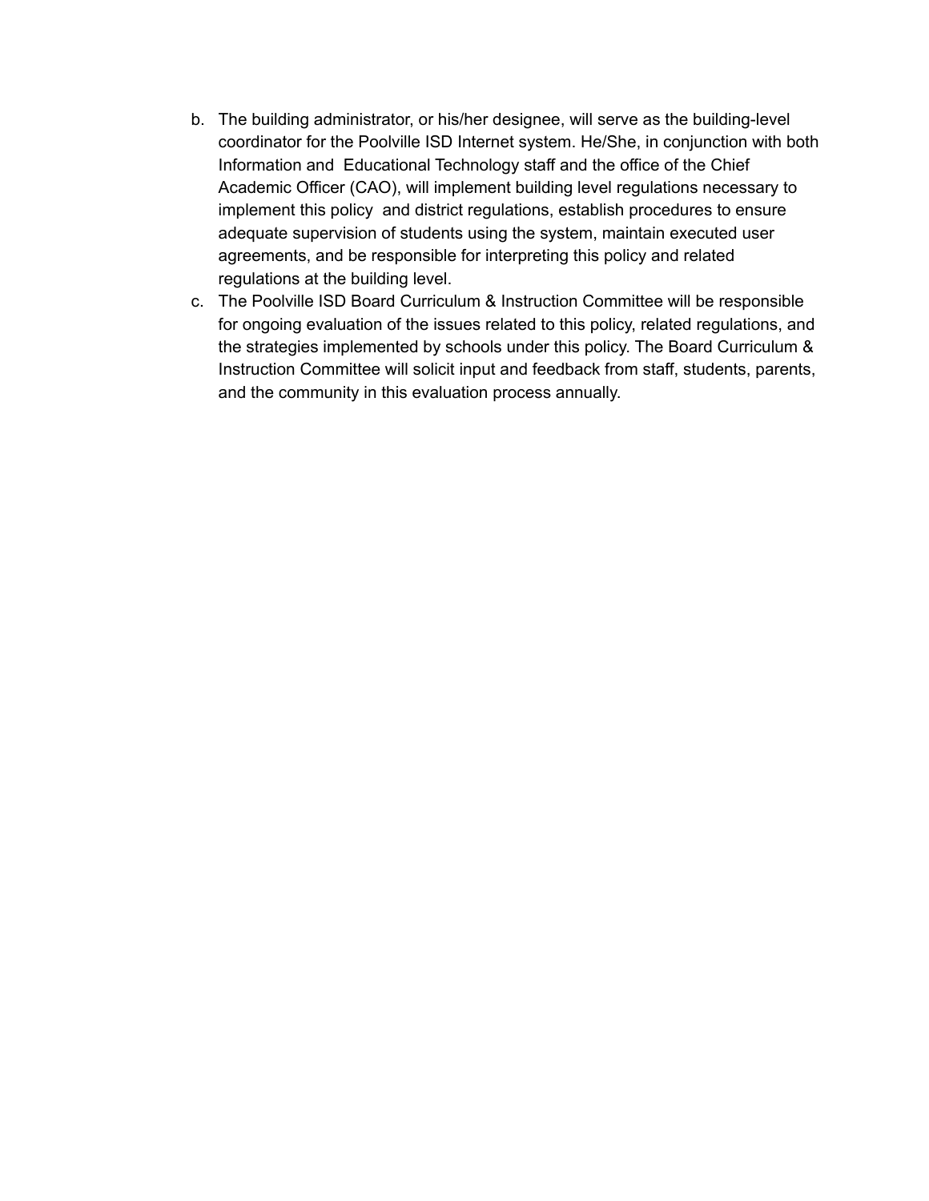b. The building administrator, or his/her designee, will serve as the building-level coordinator for the Poolville ISD Internet system. He/She, in conjunction with both Information and Educational Technology staff and the office of the Chief Academic Officer (CAO), will implement building level regulations necessary to implement this policy and district regulations, establish procedures to ensure adequate supervision of students using the system, maintain executed user agreements, and be responsible for interpreting this policy and related regulations at the building level.

c. The Poolville ISD Board Curriculum & Instruction Committee will be responsible for ongoing evaluation of the issues related to this policy, related regulations, and the strategies implemented by schools under this policy. The Board Curriculum & Instruction Committee will solicit input and feedback from staff, students, parents, and the community in this evaluation process annually.